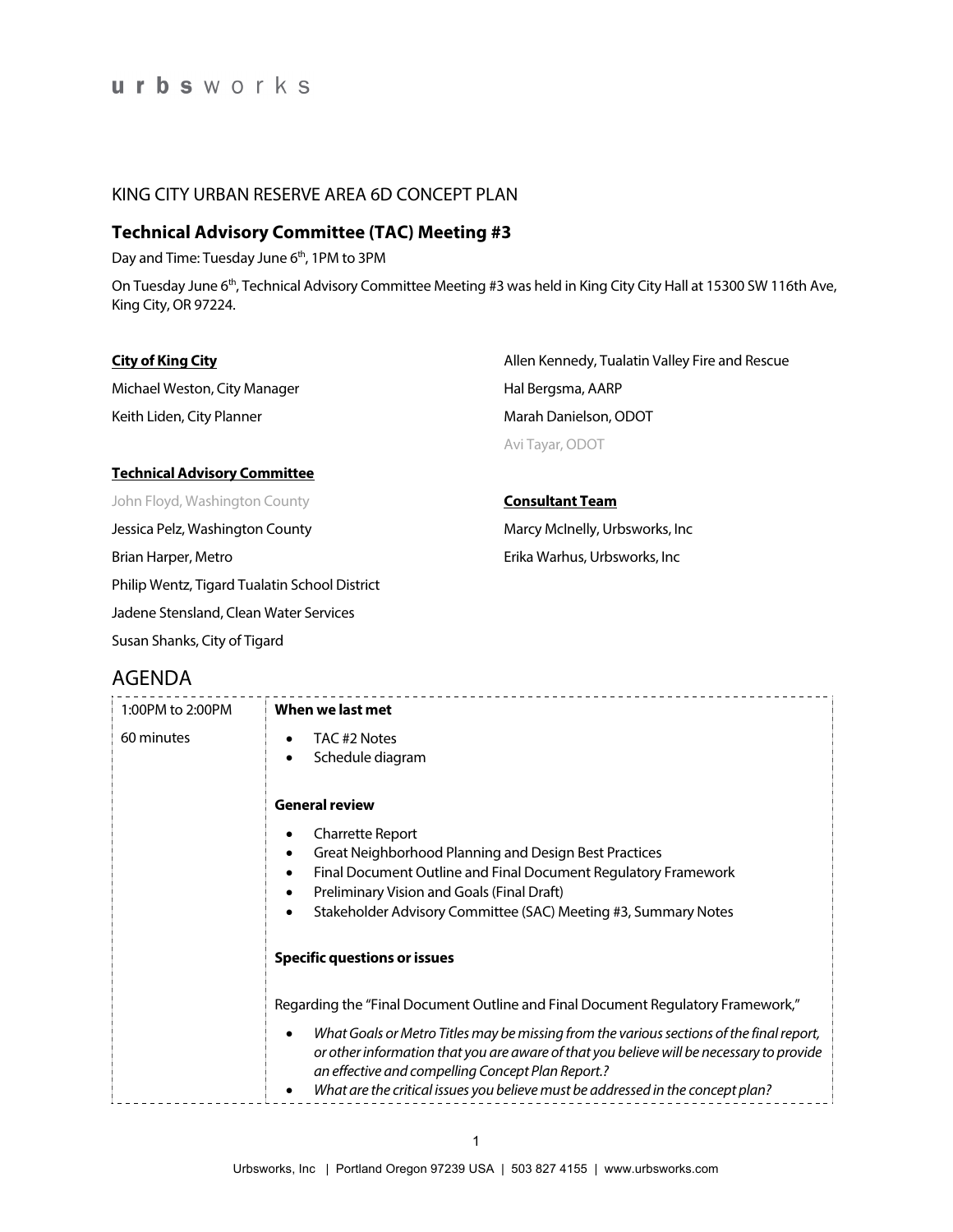urbsworks

KING CITY URBAN RESERVE AREA 6D CONCEPT PLAN

## Technical Advisory Committee (TAC) Meeting #3

Day and Time: Tuesday June 6th, 1PM to 3PM

On Tuesday June 6th, Technical Advisory Committee Meeting #3 was held in King City City Hall at 15300 SW 116th Ave, King City, OR 97224.

**City of King City**

Michael Weston, City Manager

Keith Liden, City Planner

**Technical Advisory Committee**

John Floyd, Washington County

Jessica Pelz, Washington County

Brian Harper, Metro

Philip Wentz, Tigard Tualatin School District

Jadene Stensland, Clean Water Services

Susan Shanks, City of Tigard

Allen Kennedy, Tualatin Valley Fire and Rescue

Hal Bergsma, AARP

Marah Danielson, ODOT

Avi Tayar, ODOT

**Consultant Team**

Marcy McInelly, Urbsworks, Inc

Erika Warhus, Urbsworks, Inc

## AGENDA

| | |
|---|---|
| 1:00PM to 2:00PM<br><br>60 minutes | **When we last met**<br><br>• TAC #2 Notes<br>• Schedule diagram<br><br>**General review**<br><br>• Charrette Report<br>• Great Neighborhood Planning and Design Best Practices<br>• Final Document Outline and Final Document Regulatory Framework<br>• Preliminary Vision and Goals (Final Draft)<br>• Stakeholder Advisory Committee (SAC) Meeting #3, Summary Notes<br><br>**Specific questions or issues**<br><br>Regarding the "Final Document Outline and Final Document Regulatory Framework,"<br><br>• *What Goals or Metro Titles may be missing from the various sections of the final report, or other information that you are aware of that you believe will be necessary to provide an effective and compelling Concept Plan Report.?*<br>• *What are the critical issues you believe must be addressed in the concept plan?* |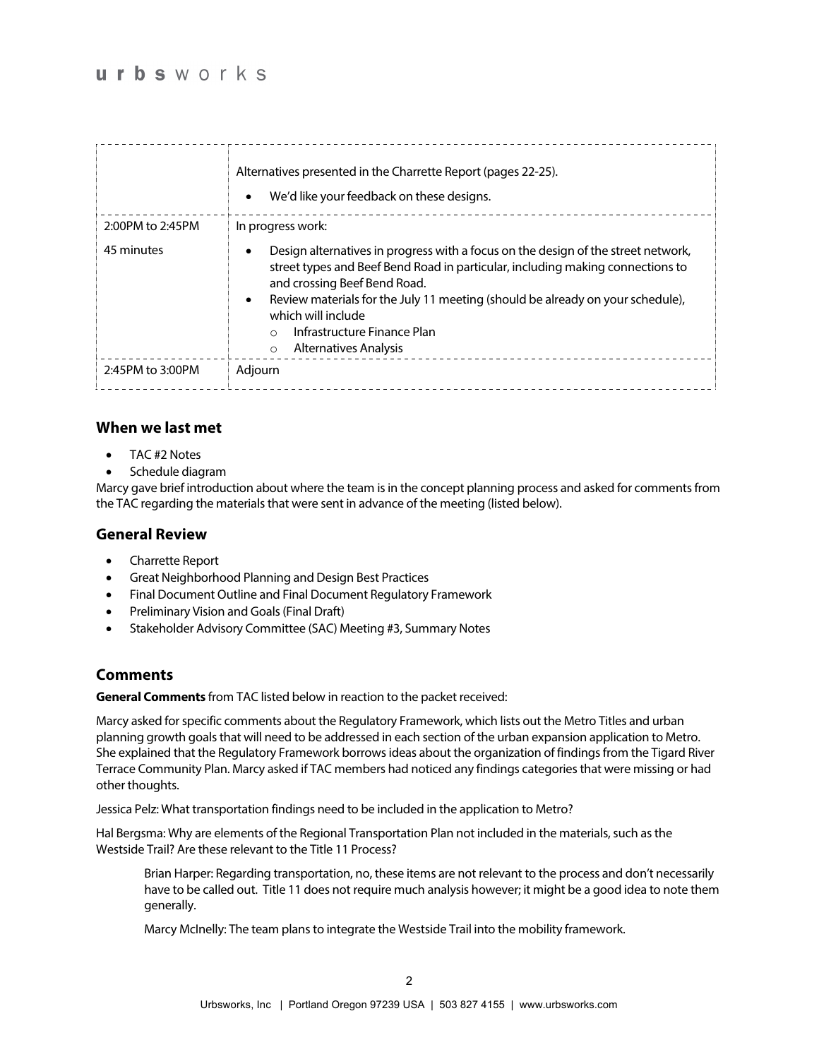| | |
|---|---|
| | Alternatives presented in the Charrette Report (pages 22-25).<br>• We'd like your feedback on these designs. |
| 2:00PM to 2:45PM<br>45 minutes | In progress work:<br>• Design alternatives in progress with a focus on the design of the street network, street types and Beef Bend Road in particular, including making connections to and crossing Beef Bend Road.<br>• Review materials for the July 11 meeting (should be already on your schedule), which will include<br>  ○ Infrastructure Finance Plan<br>  ○ Alternatives Analysis |
| 2:45PM to 3:00PM | Adjourn |

### When we last met

- TAC #2 Notes
- Schedule diagram

Marcy gave brief introduction about where the team is in the concept planning process and asked for comments from the TAC regarding the materials that were sent in advance of the meeting (listed below).

### General Review

- Charrette Report
- Great Neighborhood Planning and Design Best Practices
- Final Document Outline and Final Document Regulatory Framework
- Preliminary Vision and Goals (Final Draft)
- Stakeholder Advisory Committee (SAC) Meeting #3, Summary Notes

### Comments

**General Comments** from TAC listed below in reaction to the packet received:

Marcy asked for specific comments about the Regulatory Framework, which lists out the Metro Titles and urban planning growth goals that will need to be addressed in each section of the urban expansion application to Metro. She explained that the Regulatory Framework borrows ideas about the organization of findings from the Tigard River Terrace Community Plan. Marcy asked if TAC members had noticed any findings categories that were missing or had other thoughts.

Jessica Pelz: What transportation findings need to be included in the application to Metro?

Hal Bergsma: Why are elements of the Regional Transportation Plan not included in the materials, such as the Westside Trail? Are these relevant to the Title 11 Process?

> Brian Harper: Regarding transportation, no, these items are not relevant to the process and don't necessarily have to be called out. Title 11 does not require much analysis however; it might be a good idea to note them generally.
>
> Marcy McInelly: The team plans to integrate the Westside Trail into the mobility framework.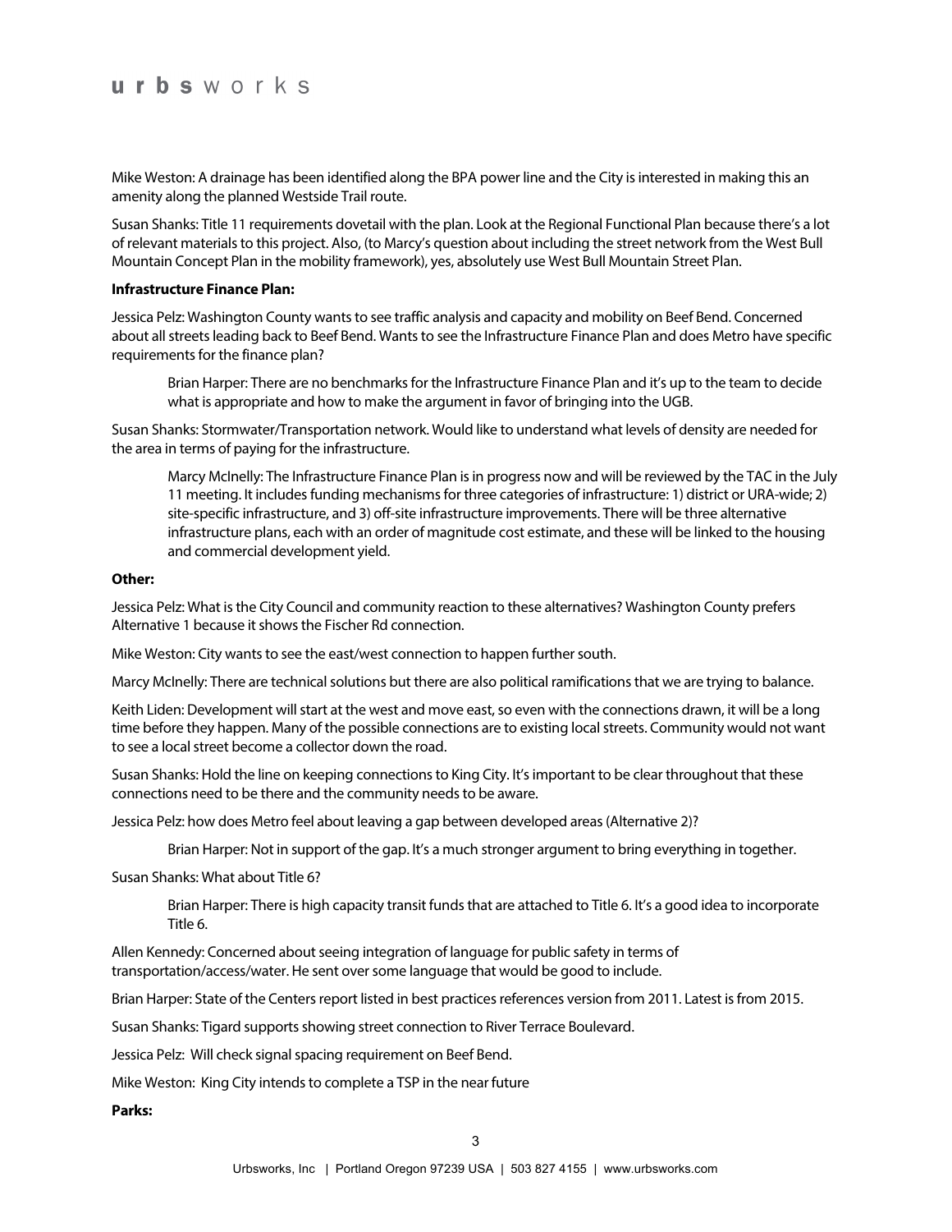Mike Weston: A drainage has been identified along the BPA power line and the City is interested in making this an amenity along the planned Westside Trail route.

Susan Shanks: Title 11 requirements dovetail with the plan. Look at the Regional Functional Plan because there's a lot of relevant materials to this project. Also, (to Marcy's question about including the street network from the West Bull Mountain Concept Plan in the mobility framework), yes, absolutely use West Bull Mountain Street Plan.

**Infrastructure Finance Plan:**

Jessica Pelz: Washington County wants to see traffic analysis and capacity and mobility on Beef Bend. Concerned about all streets leading back to Beef Bend. Wants to see the Infrastructure Finance Plan and does Metro have specific requirements for the finance plan?

> Brian Harper: There are no benchmarks for the Infrastructure Finance Plan and it's up to the team to decide what is appropriate and how to make the argument in favor of bringing into the UGB.

Susan Shanks: Stormwater/Transportation network. Would like to understand what levels of density are needed for the area in terms of paying for the infrastructure.

> Marcy McInelly: The Infrastructure Finance Plan is in progress now and will be reviewed by the TAC in the July 11 meeting. It includes funding mechanisms for three categories of infrastructure: 1) district or URA-wide; 2) site-specific infrastructure, and 3) off-site infrastructure improvements. There will be three alternative infrastructure plans, each with an order of magnitude cost estimate, and these will be linked to the housing and commercial development yield.

**Other:**

Jessica Pelz: What is the City Council and community reaction to these alternatives? Washington County prefers Alternative 1 because it shows the Fischer Rd connection.

Mike Weston: City wants to see the east/west connection to happen further south.

Marcy McInelly: There are technical solutions but there are also political ramifications that we are trying to balance.

Keith Liden: Development will start at the west and move east, so even with the connections drawn, it will be a long time before they happen. Many of the possible connections are to existing local streets. Community would not want to see a local street become a collector down the road.

Susan Shanks: Hold the line on keeping connections to King City. It's important to be clear throughout that these connections need to be there and the community needs to be aware.

Jessica Pelz: how does Metro feel about leaving a gap between developed areas (Alternative 2)?

> Brian Harper: Not in support of the gap. It's a much stronger argument to bring everything in together.

Susan Shanks: What about Title 6?

> Brian Harper: There is high capacity transit funds that are attached to Title 6. It's a good idea to incorporate Title 6.

Allen Kennedy: Concerned about seeing integration of language for public safety in terms of transportation/access/water. He sent over some language that would be good to include.

Brian Harper: State of the Centers report listed in best practices references version from 2011. Latest is from 2015.

Susan Shanks: Tigard supports showing street connection to River Terrace Boulevard.

Jessica Pelz: Will check signal spacing requirement on Beef Bend.

Mike Weston: King City intends to complete a TSP in the near future

**Parks:**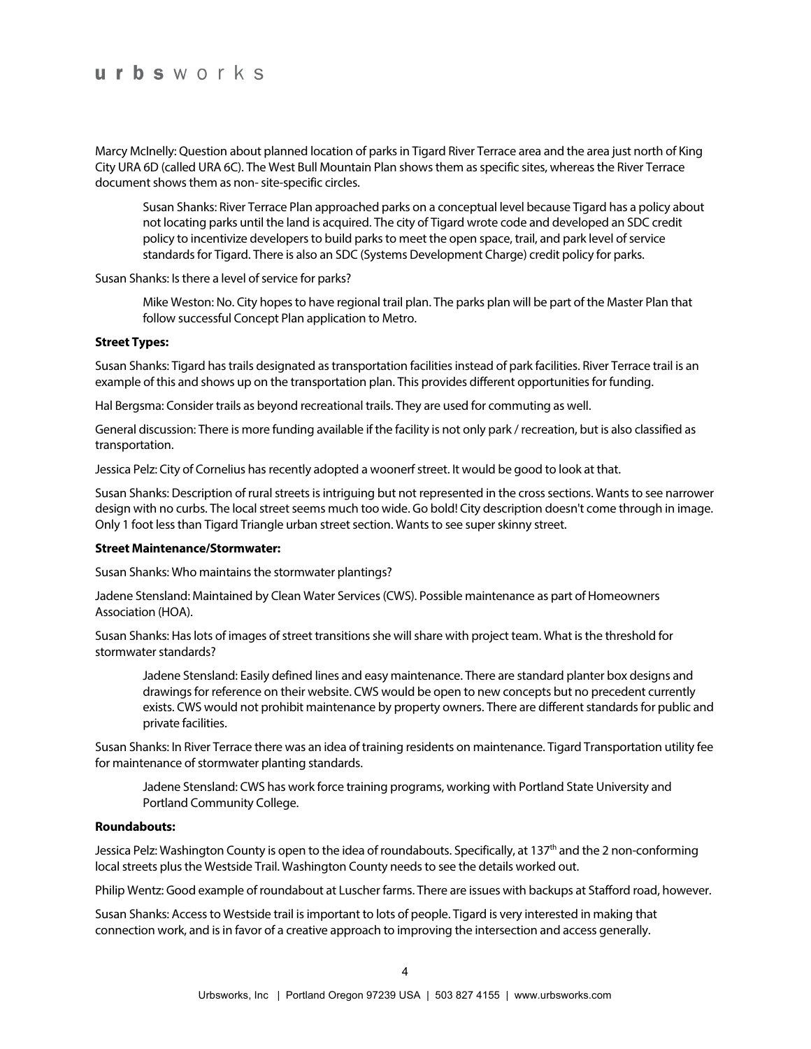Marcy McInelly: Question about planned location of parks in Tigard River Terrace area and the area just north of King City URA 6D (called URA 6C). The West Bull Mountain Plan shows them as specific sites, whereas the River Terrace document shows them as non- site-specific circles.

> Susan Shanks: River Terrace Plan approached parks on a conceptual level because Tigard has a policy about not locating parks until the land is acquired. The city of Tigard wrote code and developed an SDC credit policy to incentivize developers to build parks to meet the open space, trail, and park level of service standards for Tigard. There is also an SDC (Systems Development Charge) credit policy for parks.

Susan Shanks: Is there a level of service for parks?

> Mike Weston: No. City hopes to have regional trail plan. The parks plan will be part of the Master Plan that follow successful Concept Plan application to Metro.

**Street Types:**

Susan Shanks: Tigard has trails designated as transportation facilities instead of park facilities. River Terrace trail is an example of this and shows up on the transportation plan. This provides different opportunities for funding.

Hal Bergsma: Consider trails as beyond recreational trails. They are used for commuting as well.

General discussion: There is more funding available if the facility is not only park / recreation, but is also classified as transportation.

Jessica Pelz: City of Cornelius has recently adopted a woonerf street. It would be good to look at that.

Susan Shanks: Description of rural streets is intriguing but not represented in the cross sections. Wants to see narrower design with no curbs. The local street seems much too wide. Go bold! City description doesn't come through in image. Only 1 foot less than Tigard Triangle urban street section. Wants to see super skinny street.

**Street Maintenance/Stormwater:**

Susan Shanks: Who maintains the stormwater plantings?

Jadene Stensland: Maintained by Clean Water Services (CWS). Possible maintenance as part of Homeowners Association (HOA).

Susan Shanks: Has lots of images of street transitions she will share with project team. What is the threshold for stormwater standards?

> Jadene Stensland: Easily defined lines and easy maintenance. There are standard planter box designs and drawings for reference on their website. CWS would be open to new concepts but no precedent currently exists. CWS would not prohibit maintenance by property owners. There are different standards for public and private facilities.

Susan Shanks: In River Terrace there was an idea of training residents on maintenance. Tigard Transportation utility fee for maintenance of stormwater planting standards.

> Jadene Stensland: CWS has work force training programs, working with Portland State University and Portland Community College.

**Roundabouts:**

Jessica Pelz: Washington County is open to the idea of roundabouts. Specifically, at 137th and the 2 non-conforming local streets plus the Westside Trail. Washington County needs to see the details worked out.

Philip Wentz: Good example of roundabout at Luscher farms. There are issues with backups at Stafford road, however.

Susan Shanks: Access to Westside trail is important to lots of people. Tigard is very interested in making that connection work, and is in favor of a creative approach to improving the intersection and access generally.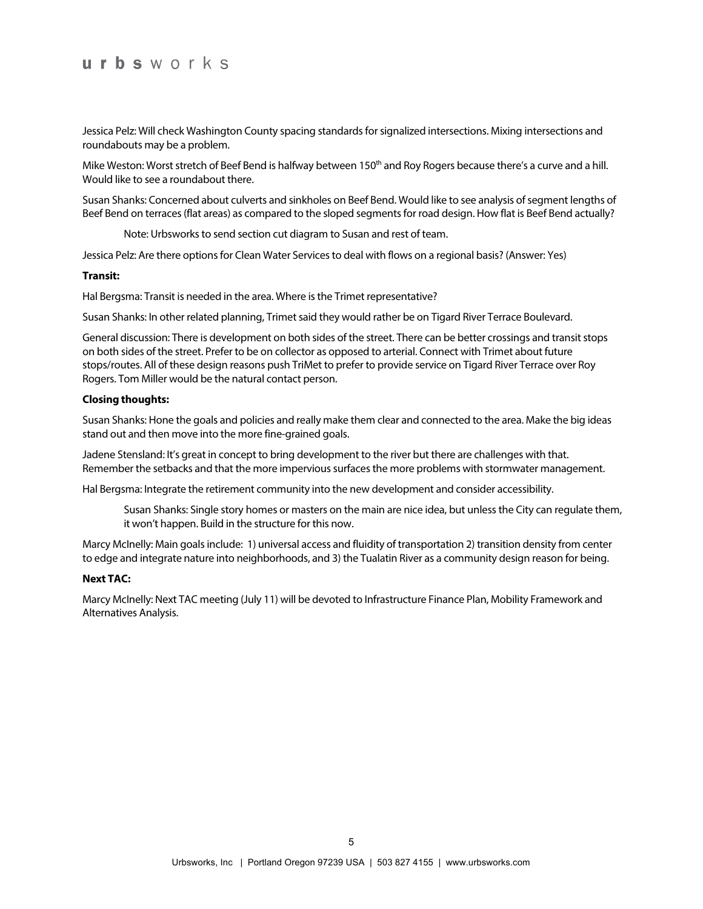Jessica Pelz: Will check Washington County spacing standards for signalized intersections. Mixing intersections and roundabouts may be a problem.

Mike Weston: Worst stretch of Beef Bend is halfway between 150th and Roy Rogers because there's a curve and a hill. Would like to see a roundabout there.

Susan Shanks: Concerned about culverts and sinkholes on Beef Bend. Would like to see analysis of segment lengths of Beef Bend on terraces (flat areas) as compared to the sloped segments for road design. How flat is Beef Bend actually?

> Note: Urbsworks to send section cut diagram to Susan and rest of team.

Jessica Pelz: Are there options for Clean Water Services to deal with flows on a regional basis? (Answer: Yes)

**Transit:**

Hal Bergsma: Transit is needed in the area. Where is the Trimet representative?

Susan Shanks: In other related planning, Trimet said they would rather be on Tigard River Terrace Boulevard.

General discussion: There is development on both sides of the street. There can be better crossings and transit stops on both sides of the street. Prefer to be on collector as opposed to arterial. Connect with Trimet about future stops/routes. All of these design reasons push TriMet to prefer to provide service on Tigard River Terrace over Roy Rogers. Tom Miller would be the natural contact person.

**Closing thoughts:**

Susan Shanks: Hone the goals and policies and really make them clear and connected to the area. Make the big ideas stand out and then move into the more fine-grained goals.

Jadene Stensland: It's great in concept to bring development to the river but there are challenges with that. Remember the setbacks and that the more impervious surfaces the more problems with stormwater management.

Hal Bergsma: Integrate the retirement community into the new development and consider accessibility.

> Susan Shanks: Single story homes or masters on the main are nice idea, but unless the City can regulate them, it won't happen. Build in the structure for this now.

Marcy McInelly: Main goals include: 1) universal access and fluidity of transportation 2) transition density from center to edge and integrate nature into neighborhoods, and 3) the Tualatin River as a community design reason for being.

**Next TAC:**

Marcy McInelly: Next TAC meeting (July 11) will be devoted to Infrastructure Finance Plan, Mobility Framework and Alternatives Analysis.